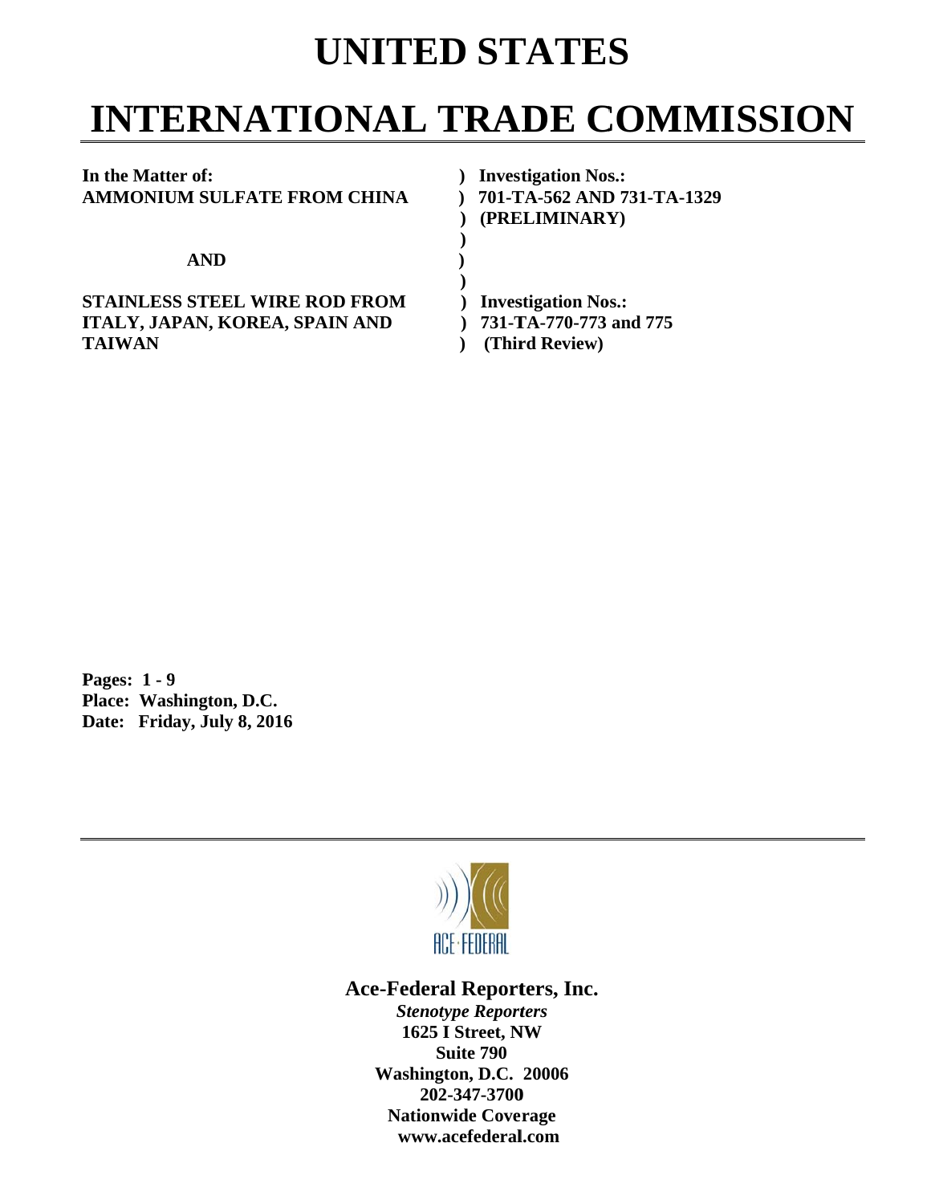# UNITED STATES

# INTERNATIONAL TRADE COMMISSION

| | |
|---|---|
| **In the Matter of:** | **) Investigation Nos.:** |
| **AMMONIUM SULFATE FROM CHINA** | **) 701-TA-562 AND 731-TA-1329** |
| | **) (PRELIMINARY)** |
| | **)** |
| **AND** | **)** |
| | **)** |
| **STAINLESS STEEL WIRE ROD FROM** | **) Investigation Nos.:** |
| **ITALY, JAPAN, KOREA, SPAIN AND** | **) 731-TA-770-773 and 775** |
| **TAIWAN** | **) (Third Review)** |

**Pages: 1 - 9**
**Place: Washington, D.C.**
**Date: Friday, July 8, 2016**

**Ace-Federal Reporters, Inc.**
***Stenotype Reporters***
**1625 I Street, NW**
**Suite 790**
**Washington, D.C. 20006**
**202-347-3700**
**Nationwide Coverage**
**www.acefederal.com**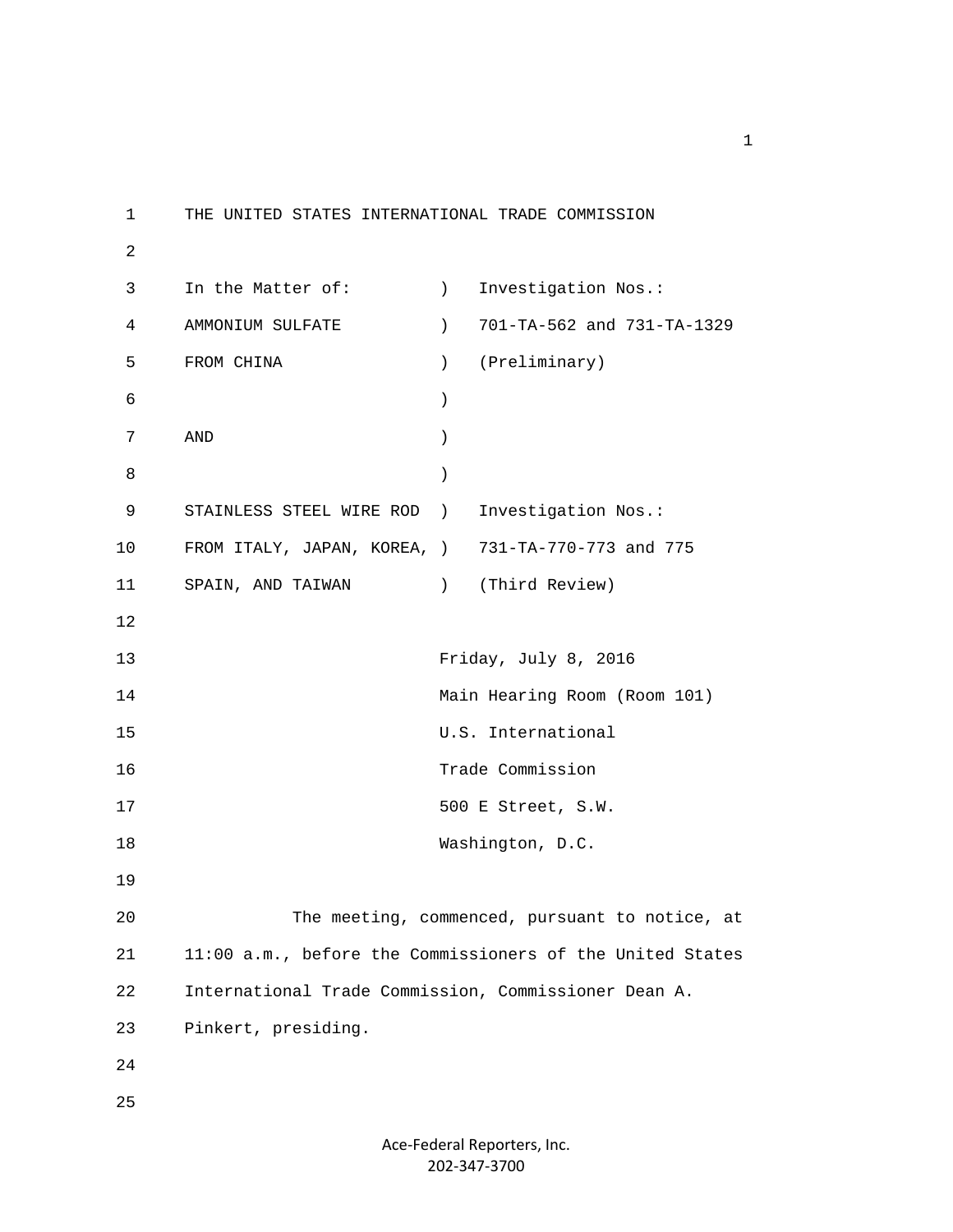THE UNITED STATES INTERNATIONAL TRADE COMMISSION

| In the Matter of: | ) | Investigation Nos.: |
|---|---|---|
| AMMONIUM SULFATE | ) | 701-TA-562 and 731-TA-1329 |
| FROM CHINA | ) | (Preliminary) |
| | ) | |
| AND | ) | |
| | ) | |
| STAINLESS STEEL WIRE ROD | ) | Investigation Nos.: |
| FROM ITALY, JAPAN, KOREA, | ) | 731-TA-770-773 and 775 |
| SPAIN, AND TAIWAN | ) | (Third Review) |

Friday, July 8, 2016
Main Hearing Room (Room 101)
U.S. International
Trade Commission
500 E Street, S.W.
Washington, D.C.

The meeting, commenced, pursuant to notice, at 11:00 a.m., before the Commissioners of the United States International Trade Commission, Commissioner Dean A. Pinkert, presiding.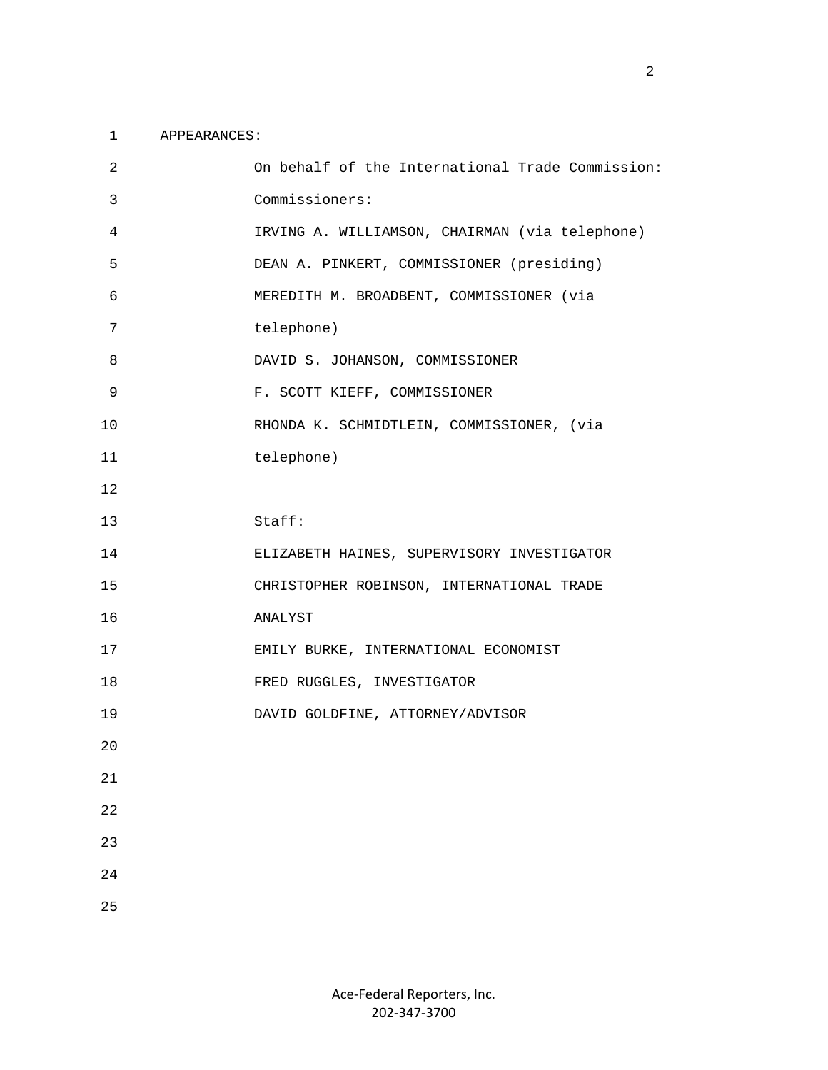APPEARANCES:

On behalf of the International Trade Commission:

Commissioners:

IRVING A. WILLIAMSON, CHAIRMAN (via telephone)

DEAN A. PINKERT, COMMISSIONER (presiding)

MEREDITH M. BROADBENT, COMMISSIONER (via telephone)

DAVID S. JOHANSON, COMMISSIONER

F. SCOTT KIEFF, COMMISSIONER

RHONDA K. SCHMIDTLEIN, COMMISSIONER, (via telephone)

Staff:

ELIZABETH HAINES, SUPERVISORY INVESTIGATOR

CHRISTOPHER ROBINSON, INTERNATIONAL TRADE ANALYST

EMILY BURKE, INTERNATIONAL ECONOMIST

FRED RUGGLES, INVESTIGATOR

DAVID GOLDFINE, ATTORNEY/ADVISOR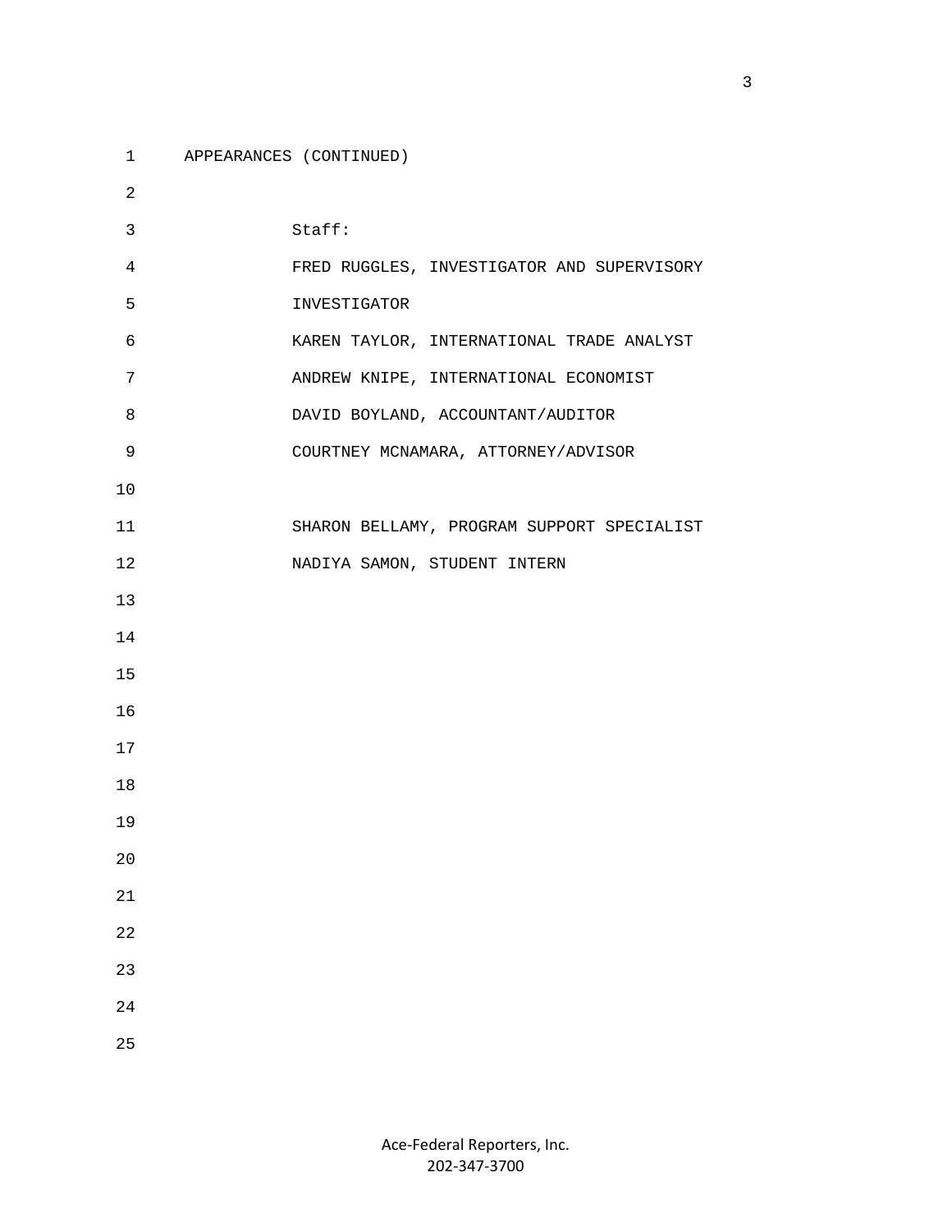APPEARANCES (CONTINUED)

Staff:

FRED RUGGLES, INVESTIGATOR AND SUPERVISORY INVESTIGATOR

KAREN TAYLOR, INTERNATIONAL TRADE ANALYST

ANDREW KNIPE, INTERNATIONAL ECONOMIST

DAVID BOYLAND, ACCOUNTANT/AUDITOR

COURTNEY MCNAMARA, ATTORNEY/ADVISOR

SHARON BELLAMY, PROGRAM SUPPORT SPECIALIST

NADIYA SAMON, STUDENT INTERN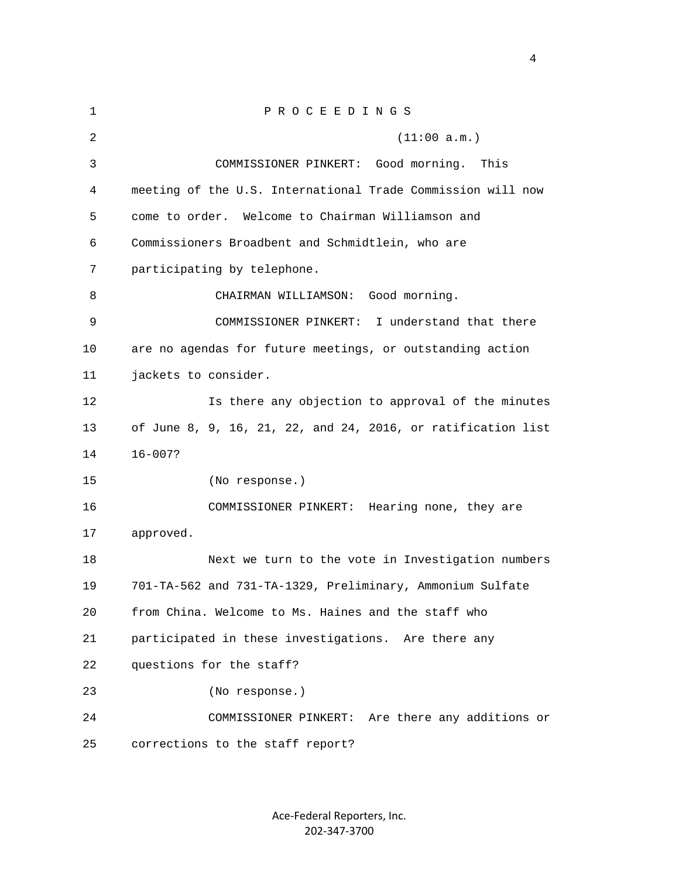P R O C E E D I N G S

(11:00 a.m.)

COMMISSIONER PINKERT: Good morning. This meeting of the U.S. International Trade Commission will now come to order. Welcome to Chairman Williamson and Commissioners Broadbent and Schmidtlein, who are participating by telephone.

CHAIRMAN WILLIAMSON: Good morning.

COMMISSIONER PINKERT: I understand that there are no agendas for future meetings, or outstanding action jackets to consider.

Is there any objection to approval of the minutes of June 8, 9, 16, 21, 22, and 24, 2016, or ratification list 16-007?

(No response.)

COMMISSIONER PINKERT: Hearing none, they are approved.

Next we turn to the vote in Investigation numbers 701-TA-562 and 731-TA-1329, Preliminary, Ammonium Sulfate from China. Welcome to Ms. Haines and the staff who participated in these investigations. Are there any questions for the staff?

(No response.)

COMMISSIONER PINKERT: Are there any additions or corrections to the staff report?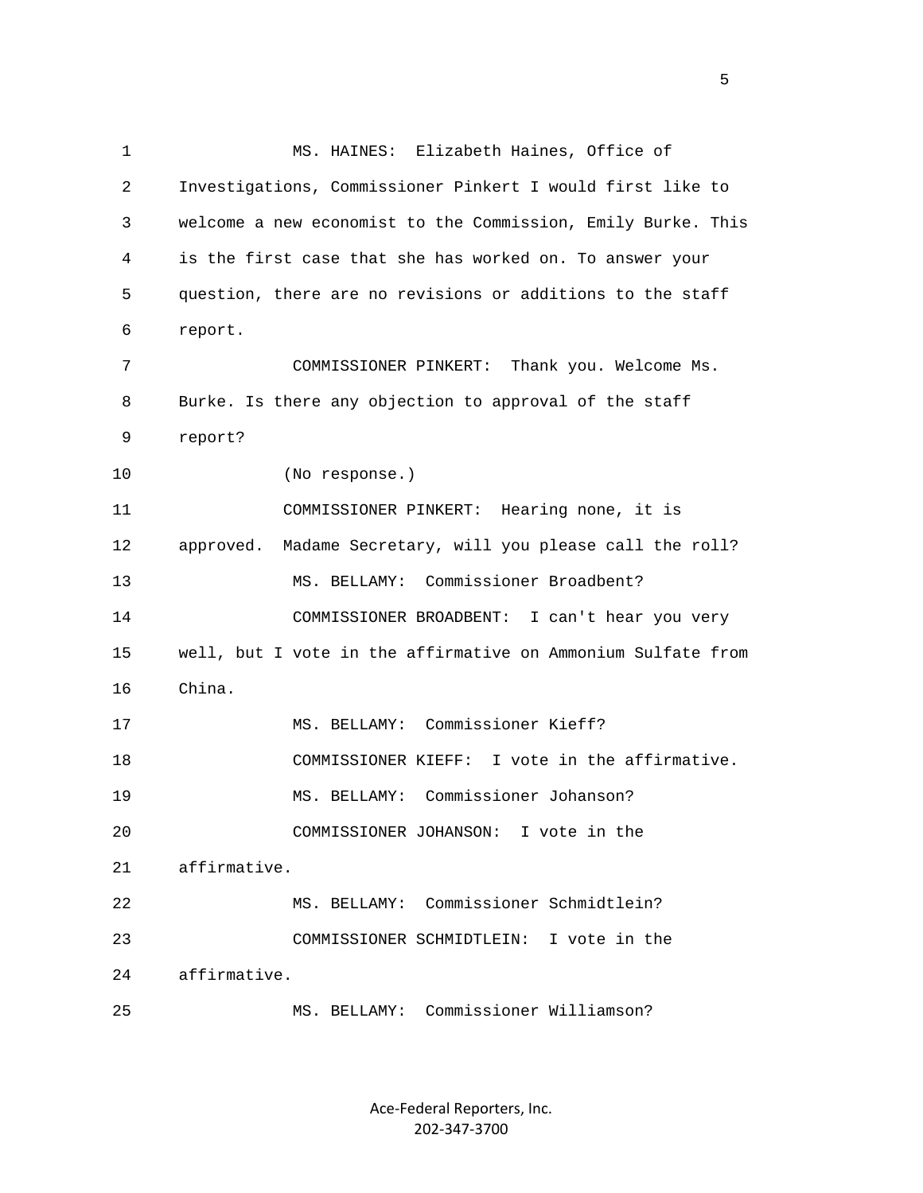MS. HAINES: Elizabeth Haines, Office of Investigations, Commissioner Pinkert I would first like to welcome a new economist to the Commission, Emily Burke. This is the first case that she has worked on. To answer your question, there are no revisions or additions to the staff report.

COMMISSIONER PINKERT: Thank you. Welcome Ms. Burke. Is there any objection to approval of the staff report?

(No response.)

COMMISSIONER PINKERT: Hearing none, it is approved. Madame Secretary, will you please call the roll?

MS. BELLAMY: Commissioner Broadbent?

COMMISSIONER BROADBENT: I can't hear you very well, but I vote in the affirmative on Ammonium Sulfate from China.

MS. BELLAMY: Commissioner Kieff?

COMMISSIONER KIEFF: I vote in the affirmative.

MS. BELLAMY: Commissioner Johanson?

COMMISSIONER JOHANSON: I vote in the affirmative.

MS. BELLAMY: Commissioner Schmidtlein?

COMMISSIONER SCHMIDTLEIN: I vote in the affirmative.

MS. BELLAMY: Commissioner Williamson?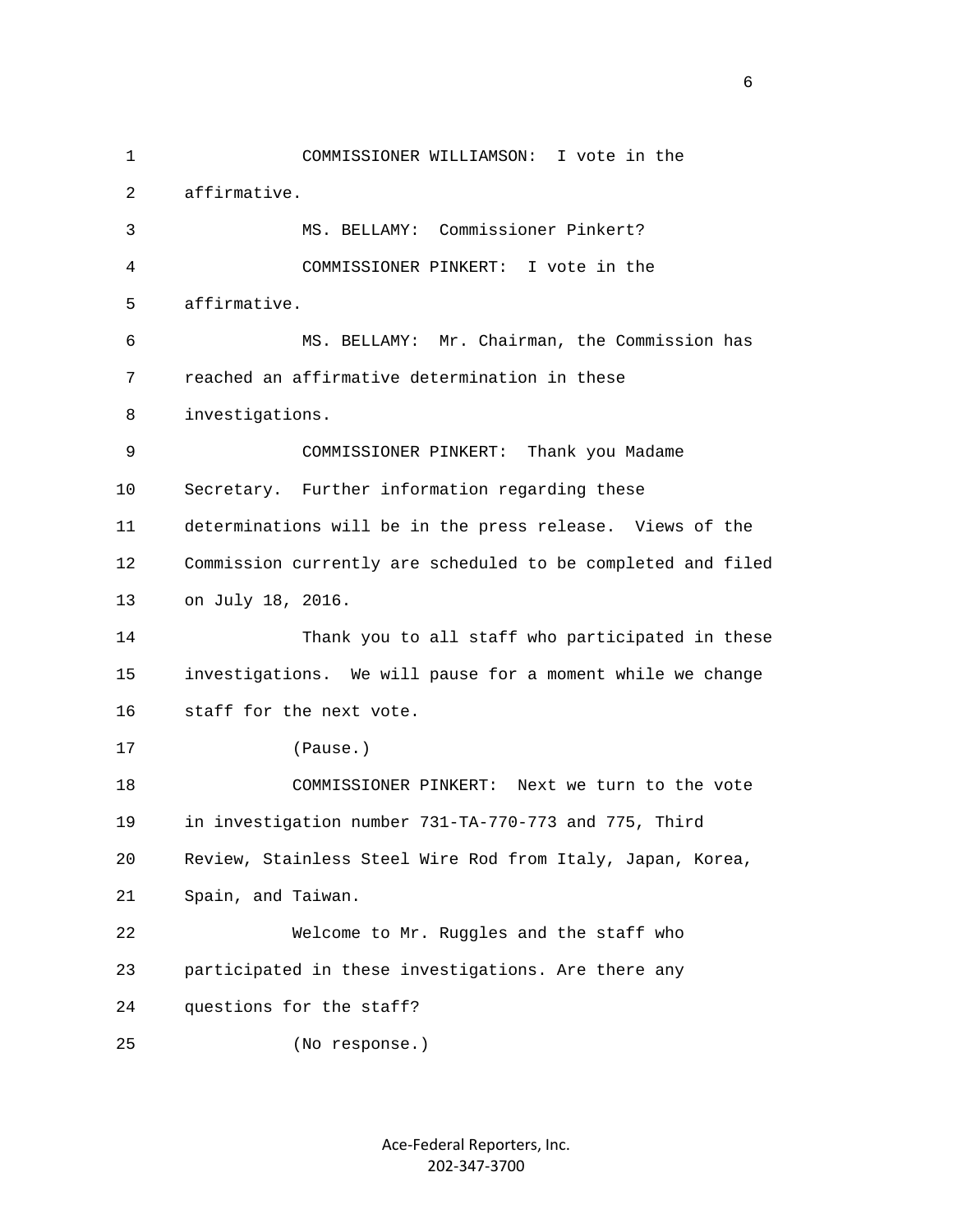COMMISSIONER WILLIAMSON: I vote in the affirmative.

MS. BELLAMY: Commissioner Pinkert?

COMMISSIONER PINKERT: I vote in the affirmative.

MS. BELLAMY: Mr. Chairman, the Commission has reached an affirmative determination in these investigations.

COMMISSIONER PINKERT: Thank you Madame Secretary. Further information regarding these determinations will be in the press release. Views of the Commission currently are scheduled to be completed and filed on July 18, 2016.

Thank you to all staff who participated in these investigations. We will pause for a moment while we change staff for the next vote.

(Pause.)

COMMISSIONER PINKERT: Next we turn to the vote in investigation number 731-TA-770-773 and 775, Third Review, Stainless Steel Wire Rod from Italy, Japan, Korea, Spain, and Taiwan.

Welcome to Mr. Ruggles and the staff who participated in these investigations. Are there any questions for the staff?

(No response.)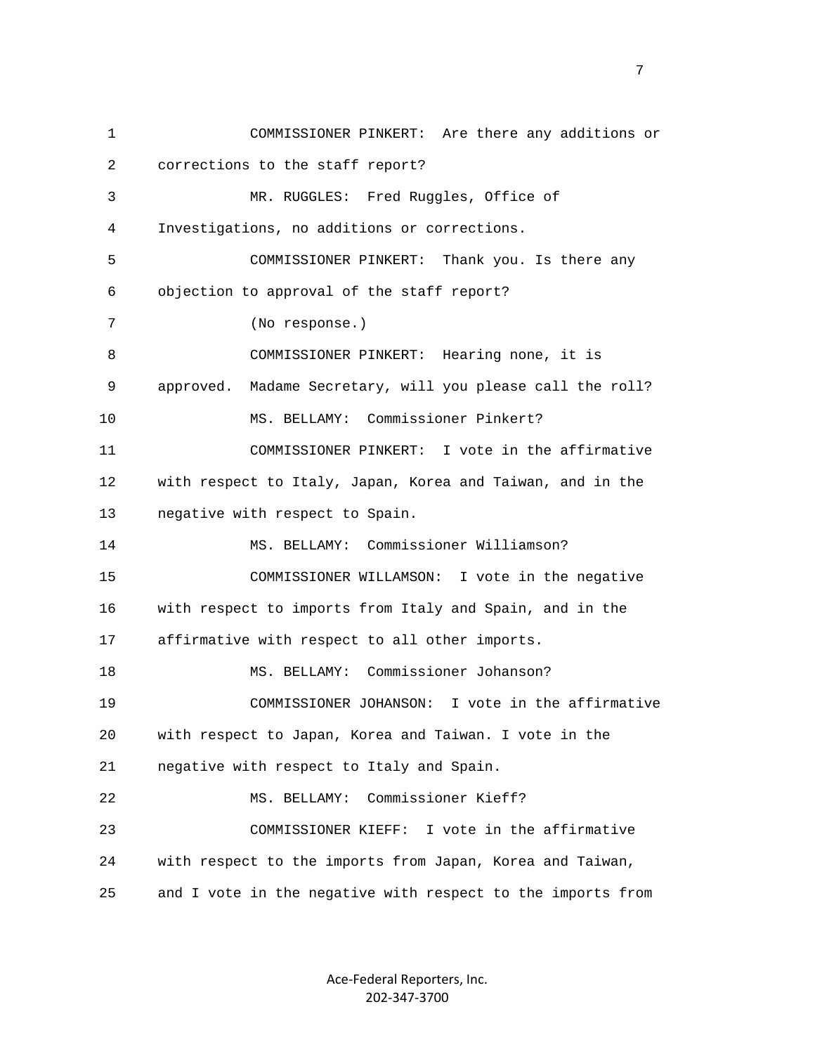COMMISSIONER PINKERT: Are there any additions or corrections to the staff report?

MR. RUGGLES: Fred Ruggles, Office of Investigations, no additions or corrections.

COMMISSIONER PINKERT: Thank you. Is there any objection to approval of the staff report?

(No response.)

COMMISSIONER PINKERT: Hearing none, it is approved. Madame Secretary, will you please call the roll?

MS. BELLAMY: Commissioner Pinkert?

COMMISSIONER PINKERT: I vote in the affirmative with respect to Italy, Japan, Korea and Taiwan, and in the negative with respect to Spain.

MS. BELLAMY: Commissioner Williamson?

COMMISSIONER WILLAMSON: I vote in the negative with respect to imports from Italy and Spain, and in the affirmative with respect to all other imports.

MS. BELLAMY: Commissioner Johanson?

COMMISSIONER JOHANSON: I vote in the affirmative with respect to Japan, Korea and Taiwan. I vote in the negative with respect to Italy and Spain.

MS. BELLAMY: Commissioner Kieff?

COMMISSIONER KIEFF: I vote in the affirmative with respect to the imports from Japan, Korea and Taiwan, and I vote in the negative with respect to the imports from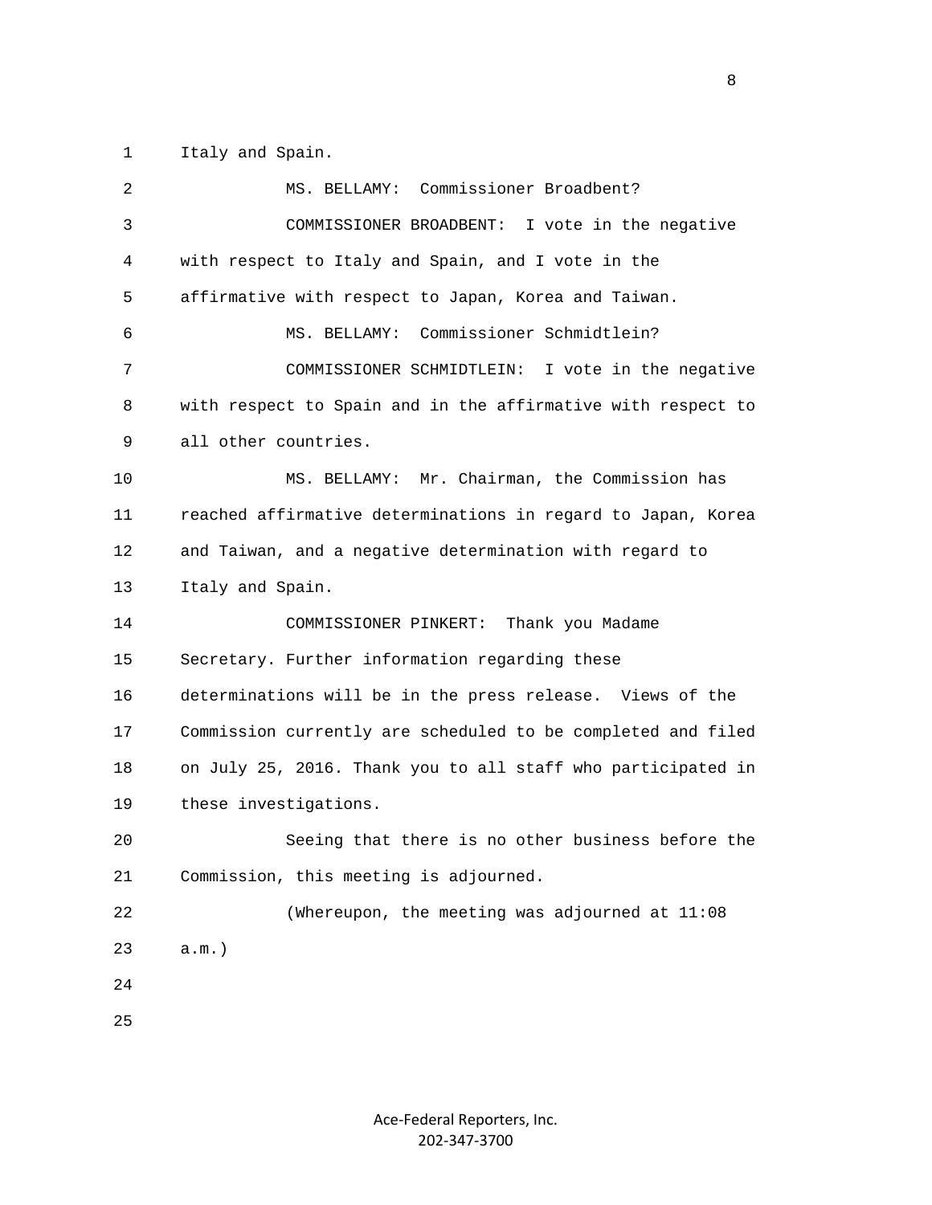Italy and Spain.

MS. BELLAMY: Commissioner Broadbent?

COMMISSIONER BROADBENT: I vote in the negative with respect to Italy and Spain, and I vote in the affirmative with respect to Japan, Korea and Taiwan.

MS. BELLAMY: Commissioner Schmidtlein?

COMMISSIONER SCHMIDTLEIN: I vote in the negative with respect to Spain and in the affirmative with respect to all other countries.

MS. BELLAMY: Mr. Chairman, the Commission has reached affirmative determinations in regard to Japan, Korea and Taiwan, and a negative determination with regard to Italy and Spain.

COMMISSIONER PINKERT: Thank you Madame Secretary. Further information regarding these determinations will be in the press release. Views of the Commission currently are scheduled to be completed and filed on July 25, 2016. Thank you to all staff who participated in these investigations.

Seeing that there is no other business before the Commission, this meeting is adjourned.

(Whereupon, the meeting was adjourned at 11:08 a.m.)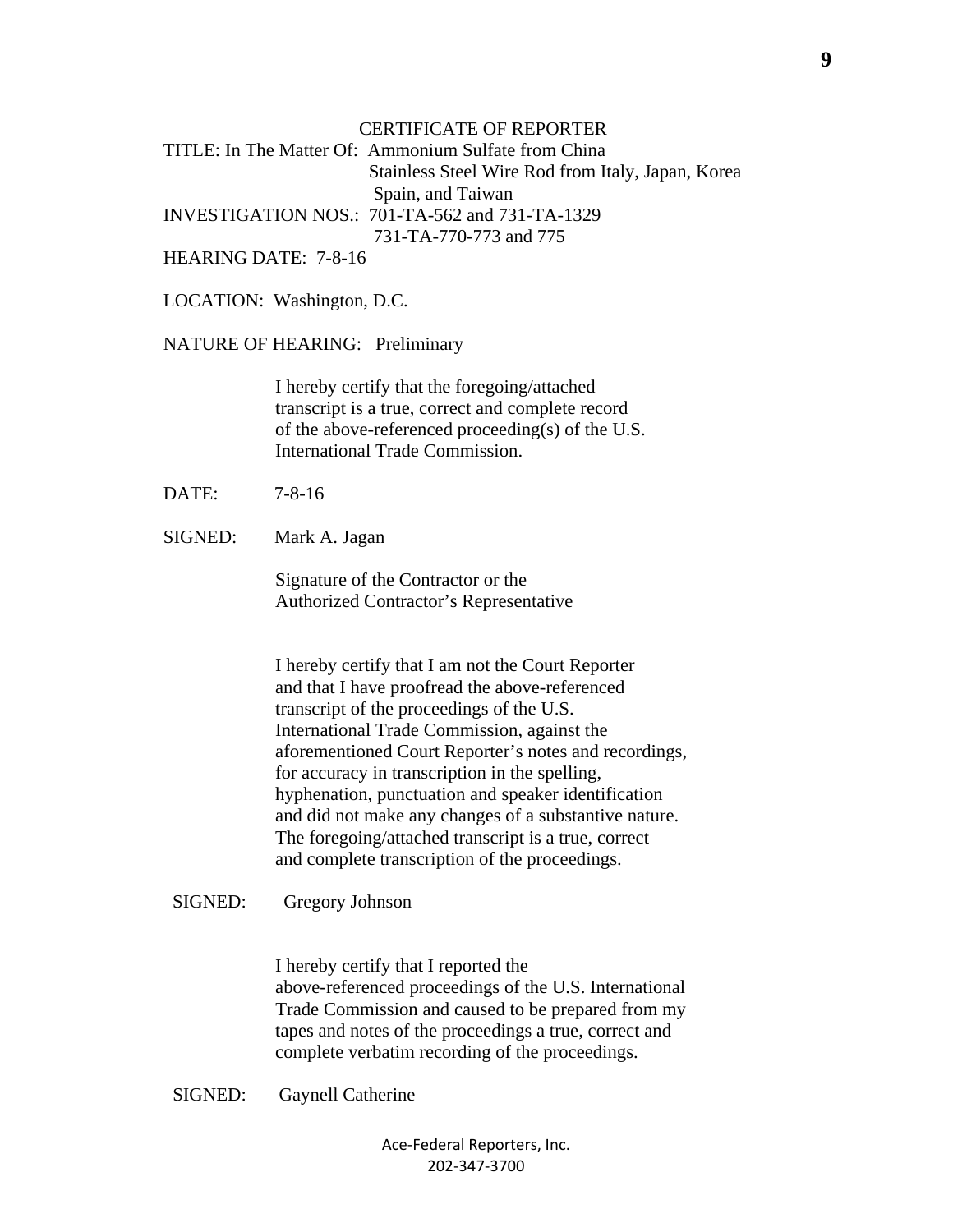CERTIFICATE OF REPORTER

TITLE: In The Matter Of: Ammonium Sulfate from China
Stainless Steel Wire Rod from Italy, Japan, Korea
Spain, and Taiwan

INVESTIGATION NOS.: 701-TA-562 and 731-TA-1329
731-TA-770-773 and 775

HEARING DATE: 7-8-16

LOCATION: Washington, D.C.

NATURE OF HEARING: Preliminary

I hereby certify that the foregoing/attached transcript is a true, correct and complete record of the above-referenced proceeding(s) of the U.S. International Trade Commission.

DATE: 7-8-16

SIGNED: Mark A. Jagan

Signature of the Contractor or the Authorized Contractor's Representative

I hereby certify that I am not the Court Reporter and that I have proofread the above-referenced transcript of the proceedings of the U.S. International Trade Commission, against the aforementioned Court Reporter's notes and recordings, for accuracy in transcription in the spelling, hyphenation, punctuation and speaker identification and did not make any changes of a substantive nature. The foregoing/attached transcript is a true, correct and complete transcription of the proceedings.

SIGNED: Gregory Johnson

I hereby certify that I reported the above-referenced proceedings of the U.S. International Trade Commission and caused to be prepared from my tapes and notes of the proceedings a true, correct and complete verbatim recording of the proceedings.

SIGNED: Gaynell Catherine